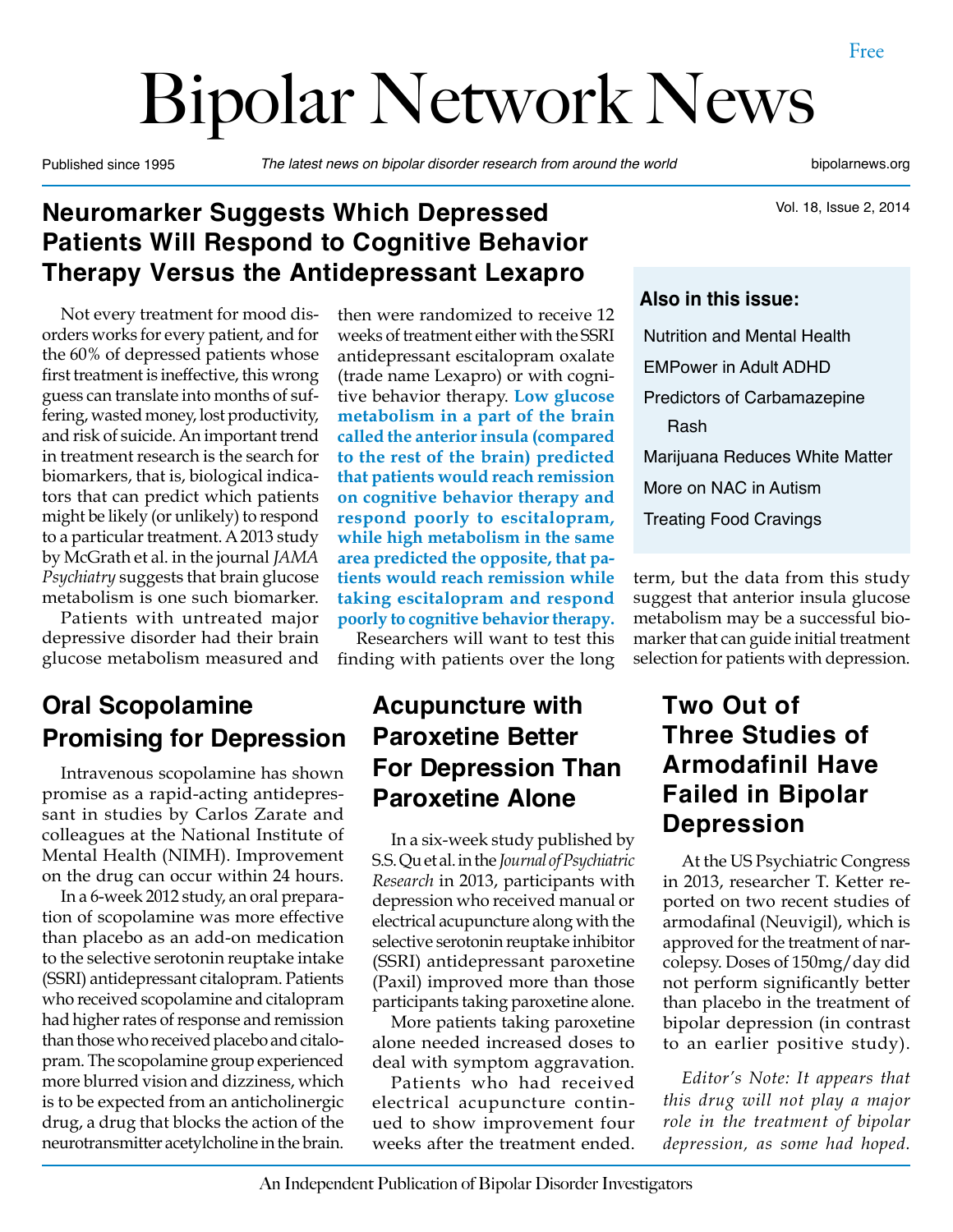Free

# Bipolar Network News

Published since 1995 — *The latest news on bipolar disorder research from around the world* — bipolarnews.org

Vol. 18, Issue 2, 2014

## Neuromarker Suggests Which Depressed Patients Will Respond to Cognitive Behavior Therapy Versus the Antidepressant Lexapro

Not every treatment for mood disorders works for every patient, and for the 60% of depressed patients whose first treatment is ineffective, this wrong guess can translate into months of suffering, wasted money, lost productivity, and risk of suicide. An important trend in treatment research is the search for biomarkers, that is, biological indicators that can predict which patients might be likely (or unlikely) to respond to a particular treatment. A 2013 study by McGrath et al. in the journal *JAMA Psychiatry* suggests that brain glucose metabolism is one such biomarker.

Patients with untreated major depressive disorder had their brain glucose metabolism measured and then were randomized to receive 12 weeks of treatment either with the SSRI antidepressant escitalopram oxalate (trade name Lexapro) or with cognitive behavior therapy. **Low glucose metabolism in a part of the brain called the anterior insula (compared to the rest of the brain) predicted that patients would reach remission on cognitive behavior therapy and respond poorly to escitalopram, while high metabolism in the same area predicted the opposite, that patients would reach remission while taking escitalopram and respond poorly to cognitive behavior therapy.**

Researchers will want to test this finding with patients over the long term, but the data from this study suggest that anterior insula glucose metabolism may be a successful biomarker that can guide initial treatment selection for patients with depression.

### Also in this issue:

- Nutrition and Mental Health
- EMPower in Adult ADHD
- Predictors of Carbamazepine Rash
- Marijuana Reduces White Matter
- More on NAC in Autism
- Treating Food Cravings

## Oral Scopolamine Promising for Depression

Intravenous scopolamine has shown promise as a rapid-acting antidepressant in studies by Carlos Zarate and colleagues at the National Institute of Mental Health (NIMH). Improvement on the drug can occur within 24 hours.

In a 6-week 2012 study, an oral preparation of scopolamine was more effective than placebo as an add-on medication to the selective serotonin reuptake intake (SSRI) antidepressant citalopram. Patients who received scopolamine and citalopram had higher rates of response and remission than those who received placebo and citalopram. The scopolamine group experienced more blurred vision and dizziness, which is to be expected from an anticholinergic drug, a drug that blocks the action of the neurotransmitter acetylcholine in the brain.

## Acupuncture with Paroxetine Better For Depression Than Paroxetine Alone

In a six-week study published by S.S. Qu et al. in the *Journal of Psychiatric Research* in 2013, participants with depression who received manual or electrical acupuncture along with the selective serotonin reuptake inhibitor (SSRI) antidepressant paroxetine (Paxil) improved more than those participants taking paroxetine alone.

More patients taking paroxetine alone needed increased doses to deal with symptom aggravation.

Patients who had received electrical acupuncture continued to show improvement four weeks after the treatment ended.

## Two Out of Three Studies of Armodafinil Have Failed in Bipolar Depression

At the US Psychiatric Congress in 2013, researcher T. Ketter reported on two recent studies of armodafinal (Neuvigil), which is approved for the treatment of narcolepsy. Doses of 150mg/day did not perform significantly better than placebo in the treatment of bipolar depression (in contrast to an earlier positive study).

*Editor's Note: It appears that this drug will not play a major role in the treatment of bipolar depression, as some had hoped.*

An Independent Publication of Bipolar Disorder Investigators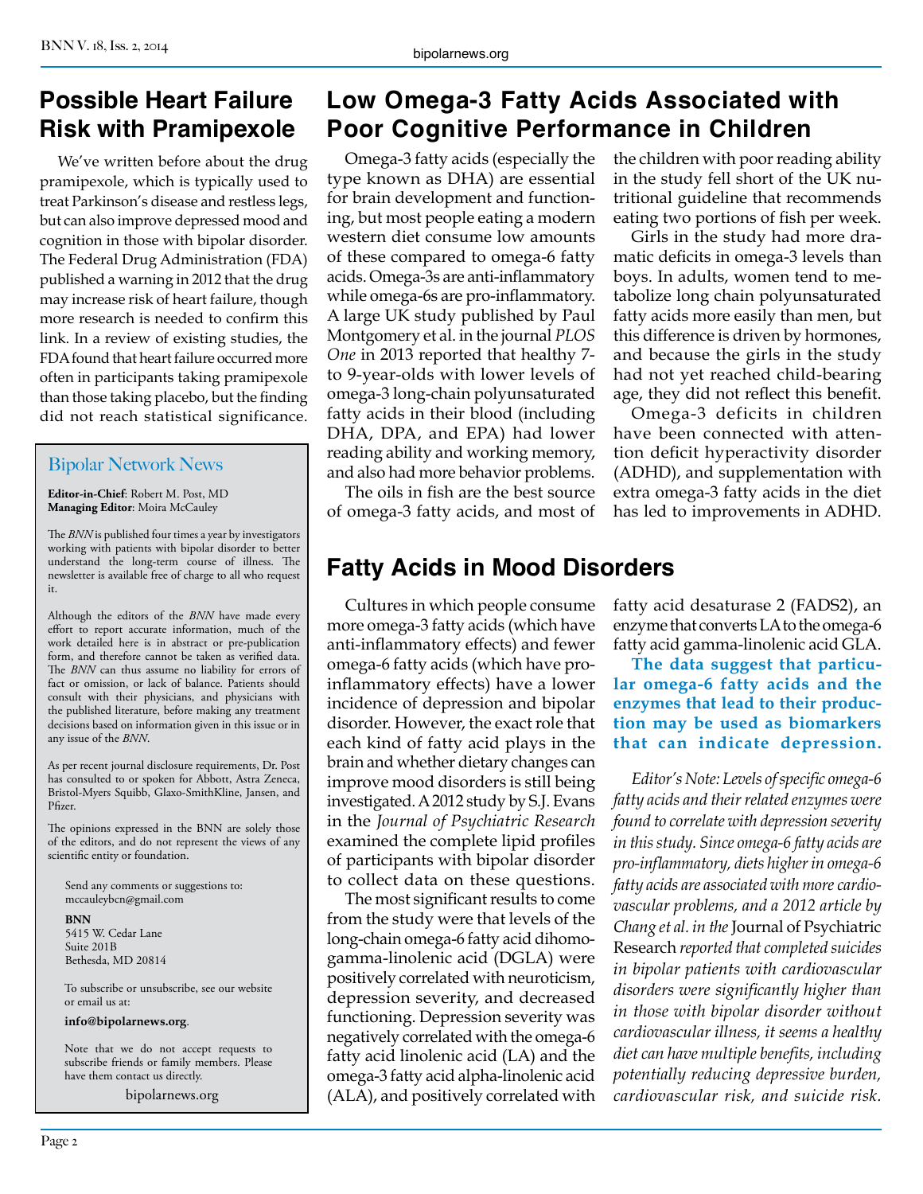## Possible Heart Failure Risk with Pramipexole

We've written before about the drug pramipexole, which is typically used to treat Parkinson's disease and restless legs, but can also improve depressed mood and cognition in those with bipolar disorder. The Federal Drug Administration (FDA) published a warning in 2012 that the drug may increase risk of heart failure, though more research is needed to confirm this link. In a review of existing studies, the FDA found that heart failure occurred more often in participants taking pramipexole than those taking placebo, but the finding did not reach statistical significance.

### Bipolar Network News

**Editor-in-Chief**: Robert M. Post, MD
**Managing Editor**: Moira McCauley

The *BNN* is published four times a year by investigators working with patients with bipolar disorder to better understand the long-term course of illness. The newsletter is available free of charge to all who request it.

Although the editors of the *BNN* have made every effort to report accurate information, much of the work detailed here is in abstract or pre-publication form, and therefore cannot be taken as verified data. The *BNN* can thus assume no liability for errors of fact or omission, or lack of balance. Patients should consult with their physicians, and physicians with the published literature, before making any treatment decisions based on information given in this issue or in any issue of the *BNN*.

As per recent journal disclosure requirements, Dr. Post has consulted to or spoken for Abbott, Astra Zeneca, Bristol-Myers Squibb, Glaxo-SmithKline, Jansen, and Pfizer.

The opinions expressed in the BNN are solely those of the editors, and do not represent the views of any scientific entity or foundation.

Send any comments or suggestions to:
mccauleybcn@gmail.com

**BNN**
5415 W. Cedar Lane
Suite 201B
Bethesda, MD 20814

To subscribe or unsubscribe, see our website or email us at:

**info@bipolarnews.org**.

Note that we do not accept requests to subscribe friends or family members. Please have them contact us directly.

bipolarnews.org

## Low Omega-3 Fatty Acids Associated with Poor Cognitive Performance in Children

Omega-3 fatty acids (especially the type known as DHA) are essential for brain development and functioning, but most people eating a modern western diet consume low amounts of these compared to omega-6 fatty acids. Omega-3s are anti-inflammatory while omega-6s are pro-inflammatory. A large UK study published by Paul Montgomery et al. in the journal *PLOS One* in 2013 reported that healthy 7- to 9-year-olds with lower levels of omega-3 long-chain polyunsaturated fatty acids in their blood (including DHA, DPA, and EPA) had lower reading ability and working memory, and also had more behavior problems.

The oils in fish are the best source of omega-3 fatty acids, and most of the children with poor reading ability in the study fell short of the UK nutritional guideline that recommends eating two portions of fish per week.

Girls in the study had more dramatic deficits in omega-3 levels than boys. In adults, women tend to metabolize long chain polyunsaturated fatty acids more easily than men, but this difference is driven by hormones, and because the girls in the study had not yet reached child-bearing age, they did not reflect this benefit.

Omega-3 deficits in children have been connected with attention deficit hyperactivity disorder (ADHD), and supplementation with extra omega-3 fatty acids in the diet has led to improvements in ADHD.

## Fatty Acids in Mood Disorders

Cultures in which people consume more omega-3 fatty acids (which have anti-inflammatory effects) and fewer omega-6 fatty acids (which have pro-inflammatory effects) have a lower incidence of depression and bipolar disorder. However, the exact role that each kind of fatty acid plays in the brain and whether dietary changes can improve mood disorders is still being investigated. A 2012 study by S.J. Evans in the *Journal of Psychiatric Research* examined the complete lipid profiles of participants with bipolar disorder to collect data on these questions.

The most significant results to come from the study were that levels of the long-chain omega-6 fatty acid dihomo-gamma-linolenic acid (DGLA) were positively correlated with neuroticism, depression severity, and decreased functioning. Depression severity was negatively correlated with the omega-6 fatty acid linolenic acid (LA) and the omega-3 fatty acid alpha-linolenic acid (ALA), and positively correlated with fatty acid desaturase 2 (FADS2), an enzyme that converts LA to the omega-6 fatty acid gamma-linolenic acid GLA.

**The data suggest that particular omega-6 fatty acids and the enzymes that lead to their production may be used as biomarkers that can indicate depression.**

*Editor's Note: Levels of specific omega-6 fatty acids and their related enzymes were found to correlate with depression severity in this study. Since omega-6 fatty acids are pro-inflammatory, diets higher in omega-6 fatty acids are associated with more cardiovascular problems, and a 2012 article by Chang et al. in the* Journal of Psychiatric Research *reported that completed suicides in bipolar patients with cardiovascular disorders were significantly higher than in those with bipolar disorder without cardiovascular illness, it seems a healthy diet can have multiple benefits, including potentially reducing depressive burden, cardiovascular risk, and suicide risk.*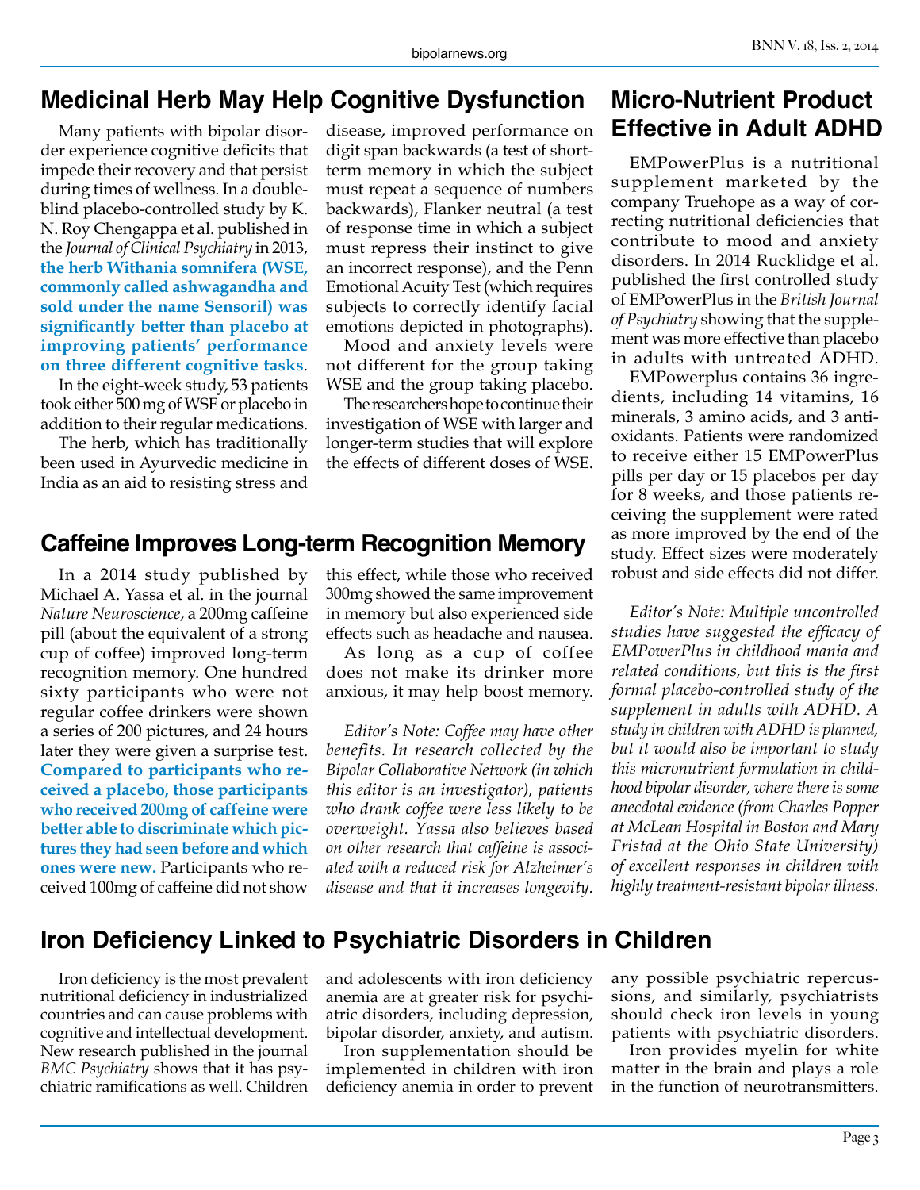## Medicinal Herb May Help Cognitive Dysfunction

Many patients with bipolar disorder experience cognitive deficits that impede their recovery and that persist during times of wellness. In a double-blind placebo-controlled study by K. N. Roy Chengappa et al. published in the *Journal of Clinical Psychiatry* in 2013, **the herb Withania somnifera (WSE, commonly called ashwagandha and sold under the name Sensoril) was significantly better than placebo at improving patients' performance on three different cognitive tasks**.

In the eight-week study, 53 patients took either 500 mg of WSE or placebo in addition to their regular medications.

The herb, which has traditionally been used in Ayurvedic medicine in India as an aid to resisting stress and disease, improved performance on digit span backwards (a test of short-term memory in which the subject must repeat a sequence of numbers backwards), Flanker neutral (a test of response time in which a subject must repress their instinct to give an incorrect response), and the Penn Emotional Acuity Test (which requires subjects to correctly identify facial emotions depicted in photographs).

Mood and anxiety levels were not different for the group taking WSE and the group taking placebo.

The researchers hope to continue their investigation of WSE with larger and longer-term studies that will explore the effects of different doses of WSE.

## Caffeine Improves Long-term Recognition Memory

In a 2014 study published by Michael A. Yassa et al. in the journal *Nature Neuroscience*, a 200mg caffeine pill (about the equivalent of a strong cup of coffee) improved long-term recognition memory. One hundred sixty participants who were not regular coffee drinkers were shown a series of 200 pictures, and 24 hours later they were given a surprise test. **Compared to participants who received a placebo, those participants who received 200mg of caffeine were better able to discriminate which pictures they had seen before and which ones were new.** Participants who received 100mg of caffeine did not show this effect, while those who received 300mg showed the same improvement in memory but also experienced side effects such as headache and nausea.

As long as a cup of coffee does not make its drinker more anxious, it may help boost memory.

*Editor's Note: Coffee may have other benefits. In research collected by the Bipolar Collaborative Network (in which this editor is an investigator), patients who drank coffee were less likely to be overweight. Yassa also believes based on other research that caffeine is associated with a reduced risk for Alzheimer's disease and that it increases longevity.*

## Micro-Nutrient Product Effective in Adult ADHD

EMPowerPlus is a nutritional supplement marketed by the company Truehope as a way of correcting nutritional deficiencies that contribute to mood and anxiety disorders. In 2014 Rucklidge et al. published the first controlled study of EMPowerPlus in the *British Journal of Psychiatry* showing that the supplement was more effective than placebo in adults with untreated ADHD.

EMPowerplus contains 36 ingredients, including 14 vitamins, 16 minerals, 3 amino acids, and 3 antioxidants. Patients were randomized to receive either 15 EMPowerPlus pills per day or 15 placebos per day for 8 weeks, and those patients receiving the supplement were rated as more improved by the end of the study. Effect sizes were moderately robust and side effects did not differ.

*Editor's Note: Multiple uncontrolled studies have suggested the efficacy of EMPowerPlus in childhood mania and related conditions, but this is the first formal placebo-controlled study of the supplement in adults with ADHD. A study in children with ADHD is planned, but it would also be important to study this micronutrient formulation in childhood bipolar disorder, where there is some anecdotal evidence (from Charles Popper at McLean Hospital in Boston and Mary Fristad at the Ohio State University) of excellent responses in children with highly treatment-resistant bipolar illness.*

## Iron Deficiency Linked to Psychiatric Disorders in Children

Iron deficiency is the most prevalent nutritional deficiency in industrialized countries and can cause problems with cognitive and intellectual development. New research published in the journal *BMC Psychiatry* shows that it has psychiatric ramifications as well. Children and adolescents with iron deficiency anemia are at greater risk for psychiatric disorders, including depression, bipolar disorder, anxiety, and autism.

Iron supplementation should be implemented in children with iron deficiency anemia in order to prevent any possible psychiatric repercussions, and similarly, psychiatrists should check iron levels in young patients with psychiatric disorders.

Iron provides myelin for white matter in the brain and plays a role in the function of neurotransmitters.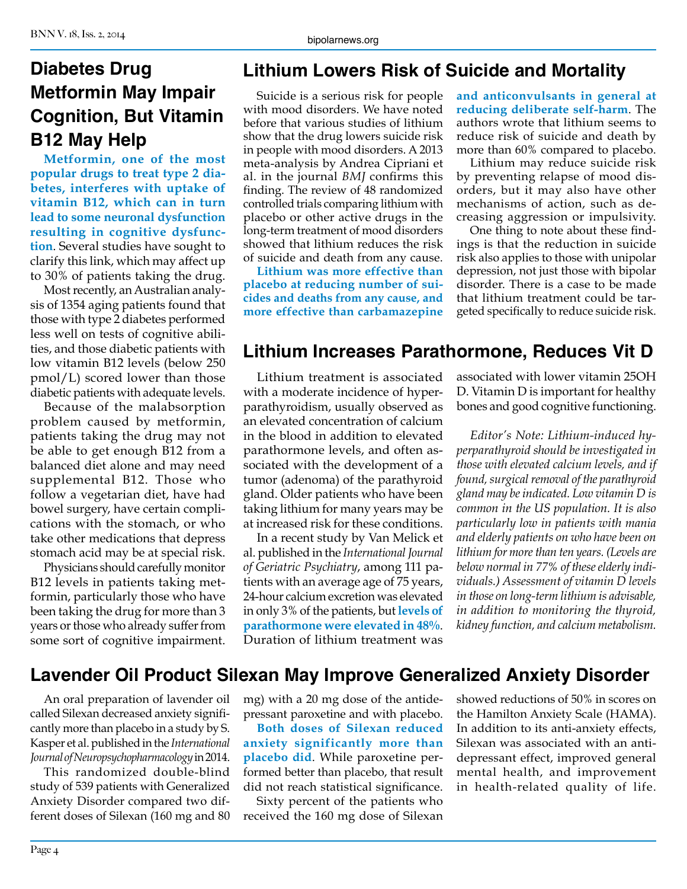## Diabetes Drug Metformin May Impair Cognition, But Vitamin B12 May Help

**Metformin, one of the most popular drugs to treat type 2 diabetes, interferes with uptake of vitamin B12, which can in turn lead to some neuronal dysfunction resulting in cognitive dysfunction**. Several studies have sought to clarify this link, which may affect up to 30% of patients taking the drug.

Most recently, an Australian analysis of 1354 aging patients found that those with type 2 diabetes performed less well on tests of cognitive abilities, and those diabetic patients with low vitamin B12 levels (below 250 pmol/L) scored lower than those diabetic patients with adequate levels.

Because of the malabsorption problem caused by metformin, patients taking the drug may not be able to get enough B12 from a balanced diet alone and may need supplemental B12. Those who follow a vegetarian diet, have had bowel surgery, have certain complications with the stomach, or who take other medications that depress stomach acid may be at special risk.

Physicians should carefully monitor B12 levels in patients taking metformin, particularly those who have been taking the drug for more than 3 years or those who already suffer from some sort of cognitive impairment.

## Lithium Lowers Risk of Suicide and Mortality

Suicide is a serious risk for people with mood disorders. We have noted before that various studies of lithium show that the drug lowers suicide risk in people with mood disorders. A 2013 meta-analysis by Andrea Cipriani et al. in the journal *BMJ* confirms this finding. The review of 48 randomized controlled trials comparing lithium with placebo or other active drugs in the long-term treatment of mood disorders showed that lithium reduces the risk of suicide and death from any cause.

**Lithium was more effective than placebo at reducing number of suicides and deaths from any cause, and more effective than carbamazepine and anticonvulsants in general at reducing deliberate self-harm**. The authors wrote that lithium seems to reduce risk of suicide and death by more than 60% compared to placebo.

Lithium may reduce suicide risk by preventing relapse of mood disorders, but it may also have other mechanisms of action, such as decreasing aggression or impulsivity.

One thing to note about these findings is that the reduction in suicide risk also applies to those with unipolar depression, not just those with bipolar disorder. There is a case to be made that lithium treatment could be targeted specifically to reduce suicide risk.

## Lithium Increases Parathormone, Reduces Vit D

Lithium treatment is associated with a moderate incidence of hyperparathyroidism, usually observed as an elevated concentration of calcium in the blood in addition to elevated parathormone levels, and often associated with the development of a tumor (adenoma) of the parathyroid gland. Older patients who have been taking lithium for many years may be at increased risk for these conditions.

In a recent study by Van Melick et al. published in the *International Journal of Geriatric Psychiatry*, among 111 patients with an average age of 75 years, 24-hour calcium excretion was elevated in only 3% of the patients, but **levels of parathormone were elevated in 48%**. Duration of lithium treatment was associated with lower vitamin 25OH D. Vitamin D is important for healthy bones and good cognitive functioning.

*Editor's Note: Lithium-induced hyperparathyroid should be investigated in those with elevated calcium levels, and if found, surgical removal of the parathyroid gland may be indicated. Low vitamin D is common in the US population. It is also particularly low in patients with mania and elderly patients on who have been on lithium for more than ten years. (Levels are below normal in 77% of these elderly individuals.) Assessment of vitamin D levels in those on long-term lithium is advisable, in addition to monitoring the thyroid, kidney function, and calcium metabolism.*

## Lavender Oil Product Silexan May Improve Generalized Anxiety Disorder

An oral preparation of lavender oil called Silexan decreased anxiety significantly more than placebo in a study by S. Kasper et al. published in the *International Journal of Neuropsychopharmacology* in 2014.

This randomized double-blind study of 539 patients with Generalized Anxiety Disorder compared two different doses of Silexan (160 mg and 80 mg) with a 20 mg dose of the antidepressant paroxetine and with placebo.

**Both doses of Silexan reduced anxiety significantly more than placebo did**. While paroxetine performed better than placebo, that result did not reach statistical significance.

Sixty percent of the patients who received the 160 mg dose of Silexan showed reductions of 50% in scores on the Hamilton Anxiety Scale (HAMA). In addition to its anti-anxiety effects, Silexan was associated with an antidepressant effect, improved general mental health, and improvement in health-related quality of life.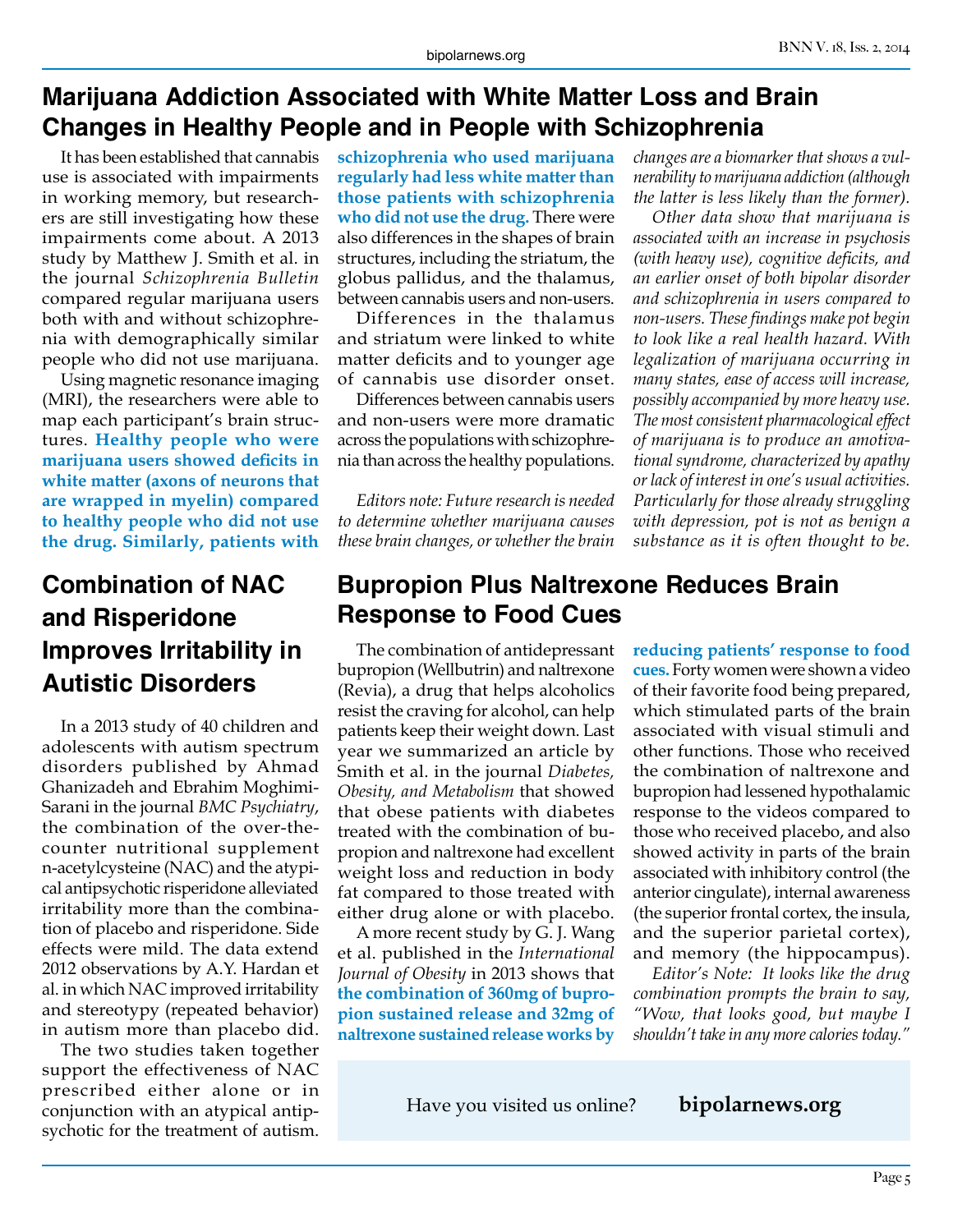## Marijuana Addiction Associated with White Matter Loss and Brain Changes in Healthy People and in People with Schizophrenia

It has been established that cannabis use is associated with impairments in working memory, but researchers are still investigating how these impairments come about. A 2013 study by Matthew J. Smith et al. in the journal *Schizophrenia Bulletin* compared regular marijuana users both with and without schizophrenia with demographically similar people who did not use marijuana.

Using magnetic resonance imaging (MRI), the researchers were able to map each participant's brain structures. **Healthy people who were marijuana users showed deficits in white matter (axons of neurons that are wrapped in myelin) compared to healthy people who did not use the drug. Similarly, patients with schizophrenia who used marijuana regularly had less white matter than those patients with schizophrenia who did not use the drug.** There were also differences in the shapes of brain structures, including the striatum, the globus pallidus, and the thalamus, between cannabis users and non-users.

Differences in the thalamus and striatum were linked to white matter deficits and to younger age of cannabis use disorder onset.

Differences between cannabis users and non-users were more dramatic across the populations with schizophrenia than across the healthy populations.

*Editors note: Future research is needed to determine whether marijuana causes these brain changes, or whether the brain changes are a biomarker that shows a vulnerability to marijuana addiction (although the latter is less likely than the former).*

*Other data show that marijuana is associated with an increase in psychosis (with heavy use), cognitive deficits, and an earlier onset of both bipolar disorder and schizophrenia in users compared to non-users. These findings make pot begin to look like a real health hazard. With legalization of marijuana occurring in many states, ease of access will increase, possibly accompanied by more heavy use. The most consistent pharmacological effect of marijuana is to produce an amotivational syndrome, characterized by apathy or lack of interest in one's usual activities. Particularly for those already struggling with depression, pot is not as benign a substance as it is often thought to be.*

## Combination of NAC and Risperidone Improves Irritability in Autistic Disorders

In a 2013 study of 40 children and adolescents with autism spectrum disorders published by Ahmad Ghanizadeh and Ebrahim Moghimi-Sarani in the journal *BMC Psychiatry*, the combination of the over-the-counter nutritional supplement n-acetylcysteine (NAC) and the atypical antipsychotic risperidone alleviated irritability more than the combination of placebo and risperidone. Side effects were mild. The data extend 2012 observations by A.Y. Hardan et al. in which NAC improved irritability and stereotypy (repeated behavior) in autism more than placebo did.

The two studies taken together support the effectiveness of NAC prescribed either alone or in conjunction with an atypical antipsychotic for the treatment of autism.

## Bupropion Plus Naltrexone Reduces Brain Response to Food Cues

The combination of antidepressant bupropion (Wellbutrin) and naltrexone (Revia), a drug that helps alcoholics resist the craving for alcohol, can help patients keep their weight down. Last year we summarized an article by Smith et al. in the journal *Diabetes, Obesity, and Metabolism* that showed that obese patients with diabetes treated with the combination of bupropion and naltrexone had excellent weight loss and reduction in body fat compared to those treated with either drug alone or with placebo.

A more recent study by G. J. Wang et al. published in the *International Journal of Obesity* in 2013 shows that **the combination of 360mg of bupropion sustained release and 32mg of naltrexone sustained release works by reducing patients' response to food cues.** Forty women were shown a video of their favorite food being prepared, which stimulated parts of the brain associated with visual stimuli and other functions. Those who received the combination of naltrexone and bupropion had lessened hypothalamic response to the videos compared to those who received placebo, and also showed activity in parts of the brain associated with inhibitory control (the anterior cingulate), internal awareness (the superior frontal cortex, the insula, and the superior parietal cortex), and memory (the hippocampus).

*Editor's Note: It looks like the drug combination prompts the brain to say, "Wow, that looks good, but maybe I shouldn't take in any more calories today."*

Have you visited us online? **bipolarnews.org**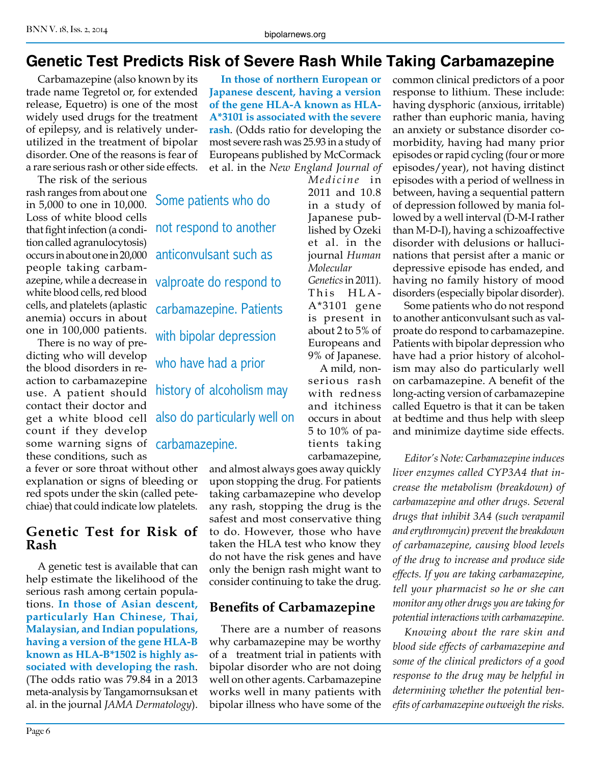# Genetic Test Predicts Risk of Severe Rash While Taking Carbamazepine

Carbamazepine (also known by its trade name Tegretol or, for extended release, Equetro) is one of the most widely used drugs for the treatment of epilepsy, and is relatively underutilized in the treatment of bipolar disorder. One of the reasons is fear of a rare serious rash or other side effects.

The risk of the serious rash ranges from about one in 5,000 to one in 10,000. Loss of white blood cells that fight infection (a condition called agranulocytosis) occurs in about one in 20,000 people taking carbamazepine, while a decrease in white blood cells, red blood cells, and platelets (aplastic anemia) occurs in about one in 100,000 patients.

There is no way of predicting who will develop the blood disorders in reaction to carbamazepine use. A patient should contact their doctor and get a white blood cell count if they develop some warning signs of these conditions, such as a fever or sore throat without other explanation or signs of bleeding or red spots under the skin (called petechiae) that could indicate low platelets.

## Genetic Test for Risk of Rash

A genetic test is available that can help estimate the likelihood of the serious rash among certain populations. **In those of Asian descent, particularly Han Chinese, Thai, Malaysian, and Indian populations, having a version of the gene HLA-B known as HLA-B*1502 is highly associated with developing the rash**. (The odds ratio was 79.84 in a 2013 meta-analysis by Tangamornsuksan et al. in the journal *JAMA Dermatology*).

**In those of northern European or Japanese descent, having a version of the gene HLA-A known as HLA-A*3101 is associated with the severe rash**. (Odds ratio for developing the most severe rash was 25.93 in a study of Europeans published by McCormack et al. in the *New England Journal of Medicine* in 2011 and 10.8 in a study of Japanese published by Ozeki et al. in the journal *Human Molecular Genetics* in 2011). This HLA-A*3101 gene is present in about 2 to 5% of Europeans and 9% of Japanese.

A mild, non-serious rash with redness and itchiness occurs in about 5 to 10% of patients taking carbamazepine, and almost always goes away quickly upon stopping the drug. For patients taking carbamazepine who develop any rash, stopping the drug is the safest and most conservative thing to do. However, those who have taken the HLA test who know they do not have the risk genes and have only the benign rash might want to consider continuing to take the drug.

> Some patients who do not respond to another anticonvulsant such as valproate do respond to carbamazepine. Patients with bipolar depression who have had a prior history of alcoholism may also do particularly well on carbamazepine.

## Benefits of Carbamazepine

There are a number of reasons why carbamazepine may be worthy of a treatment trial in patients with bipolar disorder who are not doing well on other agents. Carbamazepine works well in many patients with bipolar illness who have some of the common clinical predictors of a poor response to lithium. These include: having dysphoric (anxious, irritable) rather than euphoric mania, having an anxiety or substance disorder comorbidity, having had many prior episodes or rapid cycling (four or more episodes/year), not having distinct episodes with a period of wellness in between, having a sequential pattern of depression followed by mania followed by a well interval (D-M-I rather than M-D-I), having a schizoaffective disorder with delusions or hallucinations that persist after a manic or depressive episode has ended, and having no family history of mood disorders (especially bipolar disorder).

Some patients who do not respond to another anticonvulsant such as valproate do respond to carbamazepine. Patients with bipolar depression who have had a prior history of alcoholism may also do particularly well on carbamazepine. A benefit of the long-acting version of carbamazepine called Equetro is that it can be taken at bedtime and thus help with sleep and minimize daytime side effects.

*Editor's Note: Carbamazepine induces liver enzymes called CYP3A4 that increase the metabolism (breakdown) of carbamazepine and other drugs. Several drugs that inhibit 3A4 (such verapamil and erythromycin) prevent the breakdown of carbamazepine, causing blood levels of the drug to increase and produce side effects. If you are taking carbamazepine, tell your pharmacist so he or she can monitor any other drugs you are taking for potential interactions with carbamazepine.*

*Knowing about the rare skin and blood side effects of carbamazepine and some of the clinical predictors of a good response to the drug may be helpful in determining whether the potential benefits of carbamazepine outweigh the risks.*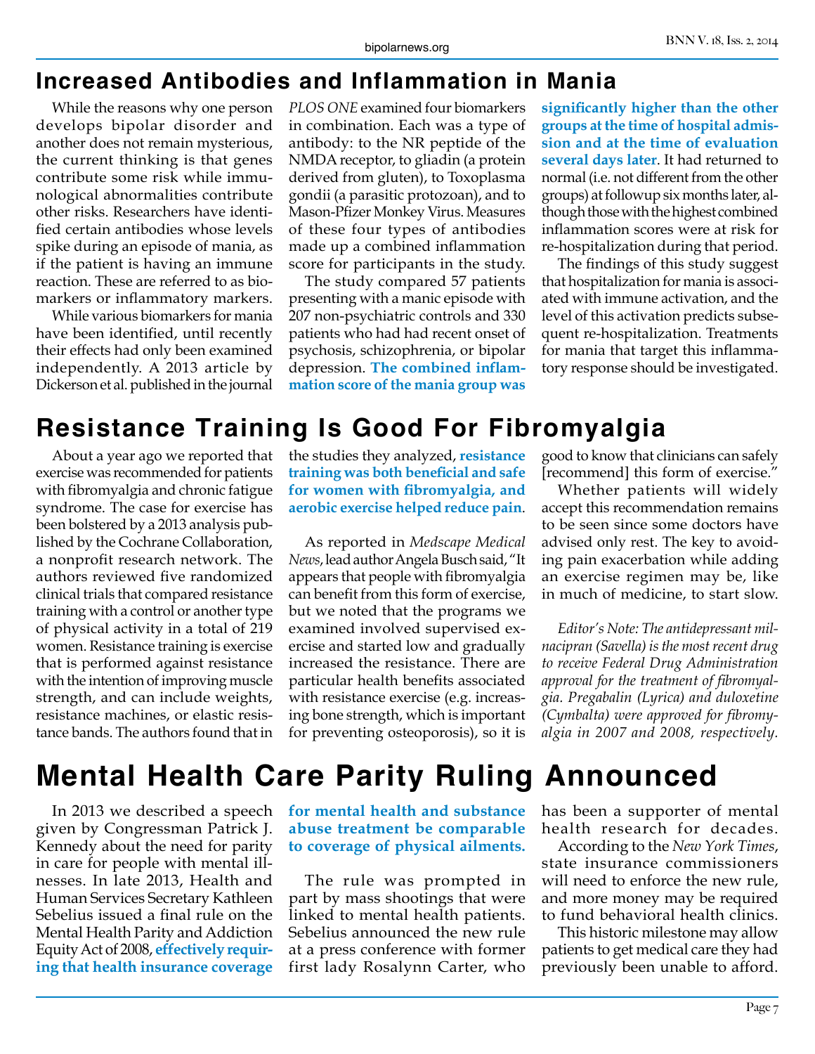## Increased Antibodies and Inflammation in Mania

While the reasons why one person develops bipolar disorder and another does not remain mysterious, the current thinking is that genes contribute some risk while immunological abnormalities contribute other risks. Researchers have identified certain antibodies whose levels spike during an episode of mania, as if the patient is having an immune reaction. These are referred to as biomarkers or inflammatory markers.

While various biomarkers for mania have been identified, until recently their effects had only been examined independently. A 2013 article by Dickerson et al. published in the journal *PLOS ONE* examined four biomarkers in combination. Each was a type of antibody: to the NR peptide of the NMDA receptor, to gliadin (a protein derived from gluten), to Toxoplasma gondii (a parasitic protozoan), and to Mason-Pfizer Monkey Virus. Measures of these four types of antibodies made up a combined inflammation score for participants in the study.

The study compared 57 patients presenting with a manic episode with 207 non-psychiatric controls and 330 patients who had had recent onset of psychosis, schizophrenia, or bipolar depression. **The combined inflammation score of the mania group was significantly higher than the other groups at the time of hospital admission and at the time of evaluation several days later**. It had returned to normal (i.e. not different from the other groups) at followup six months later, although those with the highest combined inflammation scores were at risk for re-hospitalization during that period.

The findings of this study suggest that hospitalization for mania is associated with immune activation, and the level of this activation predicts subsequent re-hospitalization. Treatments for mania that target this inflammatory response should be investigated.

## Resistance Training Is Good For Fibromyalgia

About a year ago we reported that exercise was recommended for patients with fibromyalgia and chronic fatigue syndrome. The case for exercise has been bolstered by a 2013 analysis published by the Cochrane Collaboration, a nonprofit research network. The authors reviewed five randomized clinical trials that compared resistance training with a control or another type of physical activity in a total of 219 women. Resistance training is exercise that is performed against resistance with the intention of improving muscle strength, and can include weights, resistance machines, or elastic resistance bands. The authors found that in the studies they analyzed, **resistance training was both beneficial and safe for women with fibromyalgia, and aerobic exercise helped reduce pain**.

As reported in *Medscape Medical News*, lead author Angela Busch said, "It appears that people with fibromyalgia can benefit from this form of exercise, but we noted that the programs we examined involved supervised exercise and started low and gradually increased the resistance. There are particular health benefits associated with resistance exercise (e.g. increasing bone strength, which is important for preventing osteoporosis), so it is good to know that clinicians can safely [recommend] this form of exercise."

Whether patients will widely accept this recommendation remains to be seen since some doctors have advised only rest. The key to avoiding pain exacerbation while adding an exercise regimen may be, like in much of medicine, to start slow.

*Editor's Note: The antidepressant milnacipran (Savella) is the most recent drug to receive Federal Drug Administration approval for the treatment of fibromyalgia. Pregabalin (Lyrica) and duloxetine (Cymbalta) were approved for fibromyalgia in 2007 and 2008, respectively.*

## Mental Health Care Parity Ruling Announced

In 2013 we described a speech given by Congressman Patrick J. Kennedy about the need for parity in care for people with mental illnesses. In late 2013, Health and Human Services Secretary Kathleen Sebelius issued a final rule on the Mental Health Parity and Addiction Equity Act of 2008, **effectively requiring that health insurance coverage for mental health and substance abuse treatment be comparable to coverage of physical ailments.**

The rule was prompted in part by mass shootings that were linked to mental health patients. Sebelius announced the new rule at a press conference with former first lady Rosalynn Carter, who has been a supporter of mental health research for decades.

According to the *New York Times*, state insurance commissioners will need to enforce the new rule, and more money may be required to fund behavioral health clinics.

This historic milestone may allow patients to get medical care they had previously been unable to afford.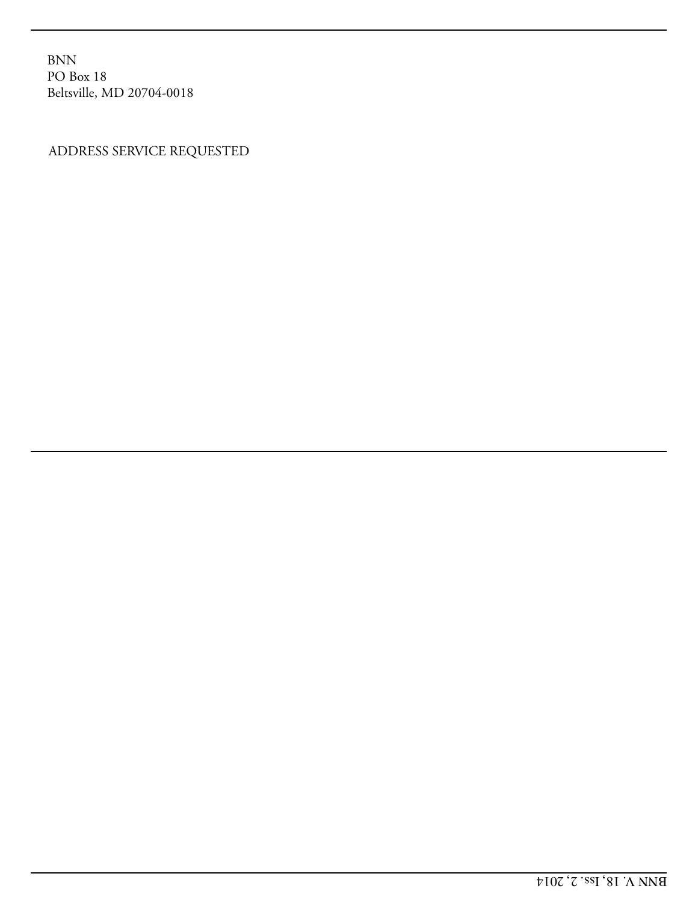BNN
PO Box 18
Beltsville, MD 20704-0018

ADDRESS SERVICE REQUESTED